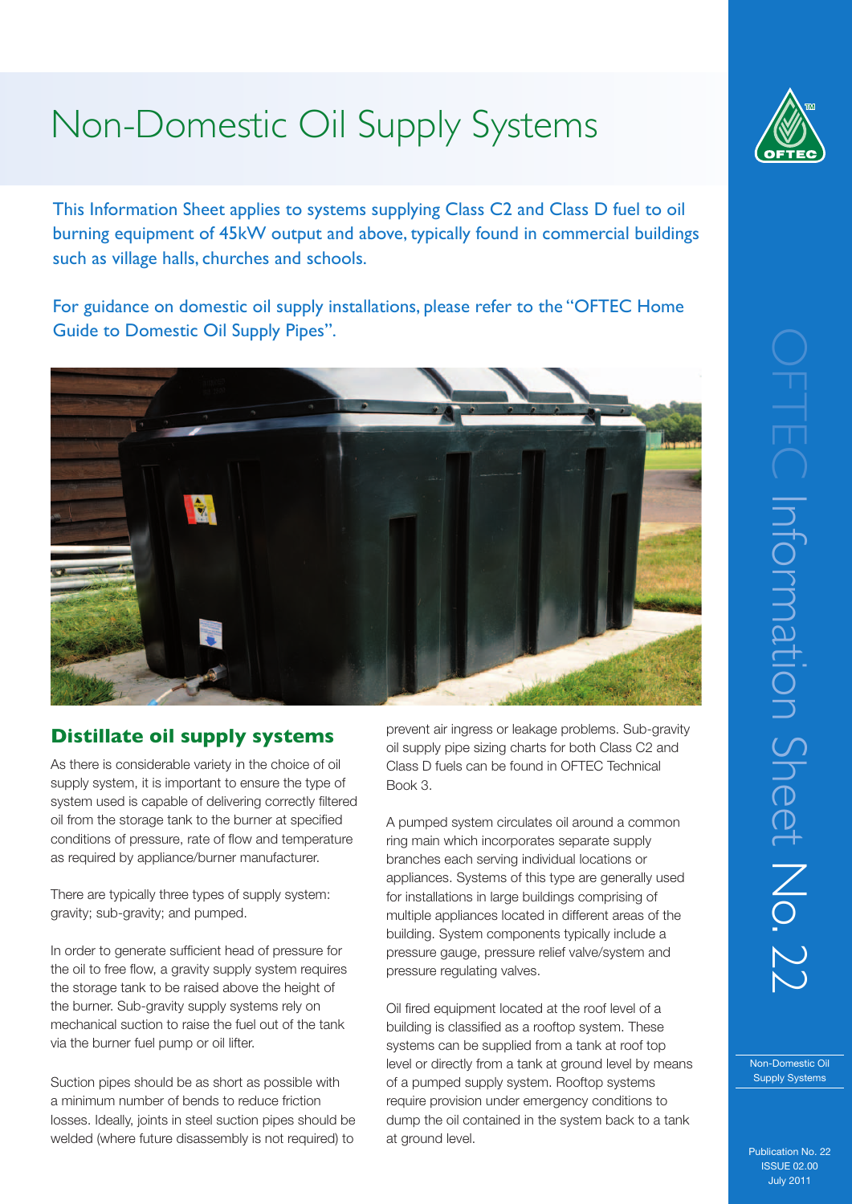# Non-Domestic Oil Supply Systems

This Information Sheet applies to systems supplying Class C2 and Class D fuel to oil burning equipment of 45kW output and above, typically found in commercial buildings such as village halls, churches and schools.

For guidance on domestic oil supply installations, please refer to the "OFTEC Home Guide to Domestic Oil Supply Pipes".

## Distillate oil supply systems

As there is considerable variety in the choice of oil supply system, it is important to ensure the type of system used is capable of delivering correctly filtered oil from the storage tank to the burner at specified conditions of pressure, rate of flow and temperature as required by appliance/burner manufacturer.

There are typically three types of supply system: gravity; sub-gravity; and pumped.

In order to generate sufficient head of pressure for the oil to free flow, a gravity supply system requires the storage tank to be raised above the height of the burner. Sub-gravity supply systems rely on mechanical suction to raise the fuel out of the tank via the burner fuel pump or oil lifter.

Suction pipes should be as short as possible with a minimum number of bends to reduce friction losses. Ideally, joints in steel suction pipes should be welded (where future disassembly is not required) to prevent air ingress or leakage problems. Sub-gravity oil supply pipe sizing charts for both Class C2 and Class D fuels can be found in OFTEC Technical Book 3.

A pumped system circulates oil around a common ring main which incorporates separate supply branches each serving individual locations or appliances. Systems of this type are generally used for installations in large buildings comprising of multiple appliances located in different areas of the building. System components typically include a pressure gauge, pressure relief valve/system and pressure regulating valves.

Oil fired equipment located at the roof level of a building is classified as a rooftop system. These systems can be supplied from a tank at roof top level or directly from a tank at ground level by means of a pumped supply system. Rooftop systems require provision under emergency conditions to dump the oil contained in the system back to a tank at ground level.

OFTEC Information Sheet No. 22

Non-Domestic Oil Supply Systems

Publication No. 22
ISSUE 02.00
July 2011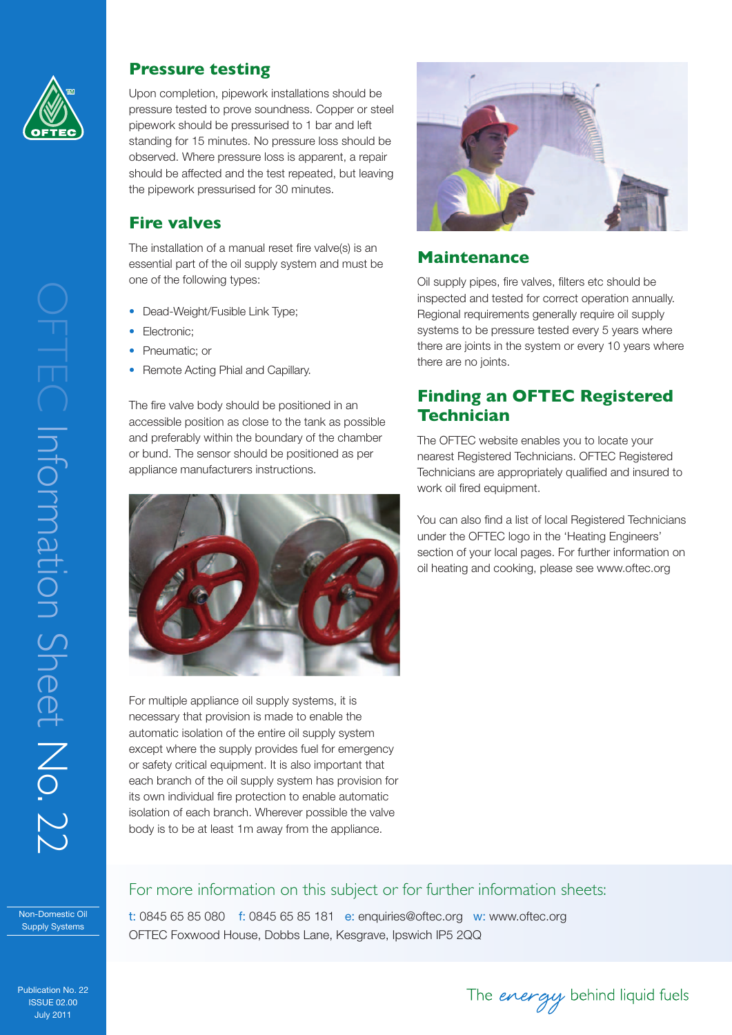## Pressure testing

Upon completion, pipework installations should be pressure tested to prove soundness. Copper or steel pipework should be pressurised to 1 bar and left standing for 15 minutes. No pressure loss should be observed. Where pressure loss is apparent, a repair should be affected and the test repeated, but leaving the pipework pressurised for 30 minutes.

## Fire valves

The installation of a manual reset fire valve(s) is an essential part of the oil supply system and must be one of the following types:

- Dead-Weight/Fusible Link Type;
- Electronic;
- Pneumatic; or
- Remote Acting Phial and Capillary.

The fire valve body should be positioned in an accessible position as close to the tank as possible and preferably within the boundary of the chamber or bund. The sensor should be positioned as per appliance manufacturers instructions.

For multiple appliance oil supply systems, it is necessary that provision is made to enable the automatic isolation of the entire oil supply system except where the supply provides fuel for emergency or safety critical equipment. It is also important that each branch of the oil supply system has provision for its own individual fire protection to enable automatic isolation of each branch. Wherever possible the valve body is to be at least 1m away from the appliance.

## Maintenance

Oil supply pipes, fire valves, filters etc should be inspected and tested for correct operation annually. Regional requirements generally require oil supply systems to be pressure tested every 5 years where there are joints in the system or every 10 years where there are no joints.

## Finding an OFTEC Registered Technician

The OFTEC website enables you to locate your nearest Registered Technicians. OFTEC Registered Technicians are appropriately qualified and insured to work oil fired equipment.

You can also find a list of local Registered Technicians under the OFTEC logo in the 'Heating Engineers' section of your local pages. For further information on oil heating and cooking, please see www.oftec.org

For more information on this subject or for further information sheets:

t: 0845 65 85 080 f: 0845 65 85 181 e: enquiries@oftec.org w: www.oftec.org
OFTEC Foxwood House, Dobbs Lane, Kesgrave, Ipswich IP5 2QQ

OFTEC Information Sheet No. 22

Non-Domestic Oil Supply Systems

Publication No. 22
ISSUE 02.00
July 2011

The energy behind liquid fuels